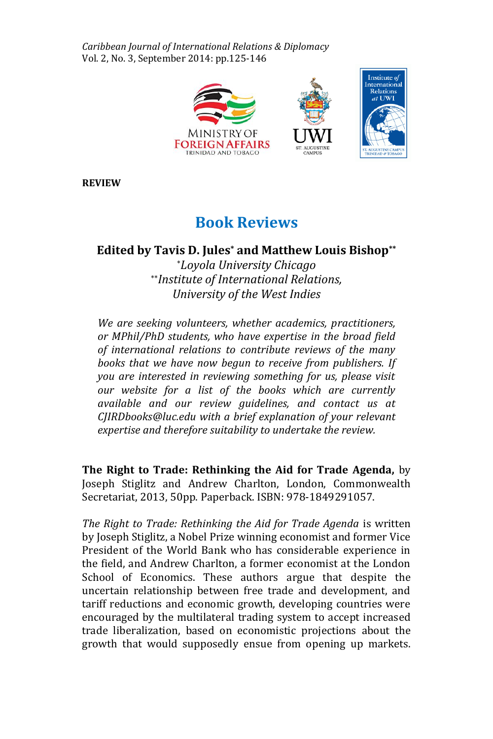**REVIEW**

# Book Reviews

## Edited by Tavis D. Jules* and Matthew Louis Bishop**

*Loyola University Chicago
**Institute of International Relations, University of the West Indies

*We are seeking volunteers, whether academics, practitioners, or MPhil/PhD students, who have expertise in the broad field of international relations to contribute reviews of the many books that we have now begun to receive from publishers. If you are interested in reviewing something for us, please visit our website for a list of the books which are currently available and our review guidelines, and contact us at CJIRDbooks@luc.edu with a brief explanation of your relevant expertise and therefore suitability to undertake the review.*

**The Right to Trade: Rethinking the Aid for Trade Agenda,** by Joseph Stiglitz and Andrew Charlton, London, Commonwealth Secretariat, 2013, 50pp. Paperback. ISBN: 978-1849291057.

*The Right to Trade: Rethinking the Aid for Trade Agenda* is written by Joseph Stiglitz, a Nobel Prize winning economist and former Vice President of the World Bank who has considerable experience in the field, and Andrew Charlton, a former economist at the London School of Economics. These authors argue that despite the uncertain relationship between free trade and development, and tariff reductions and economic growth, developing countries were encouraged by the multilateral trading system to accept increased trade liberalization, based on economistic projections about the growth that would supposedly ensue from opening up markets.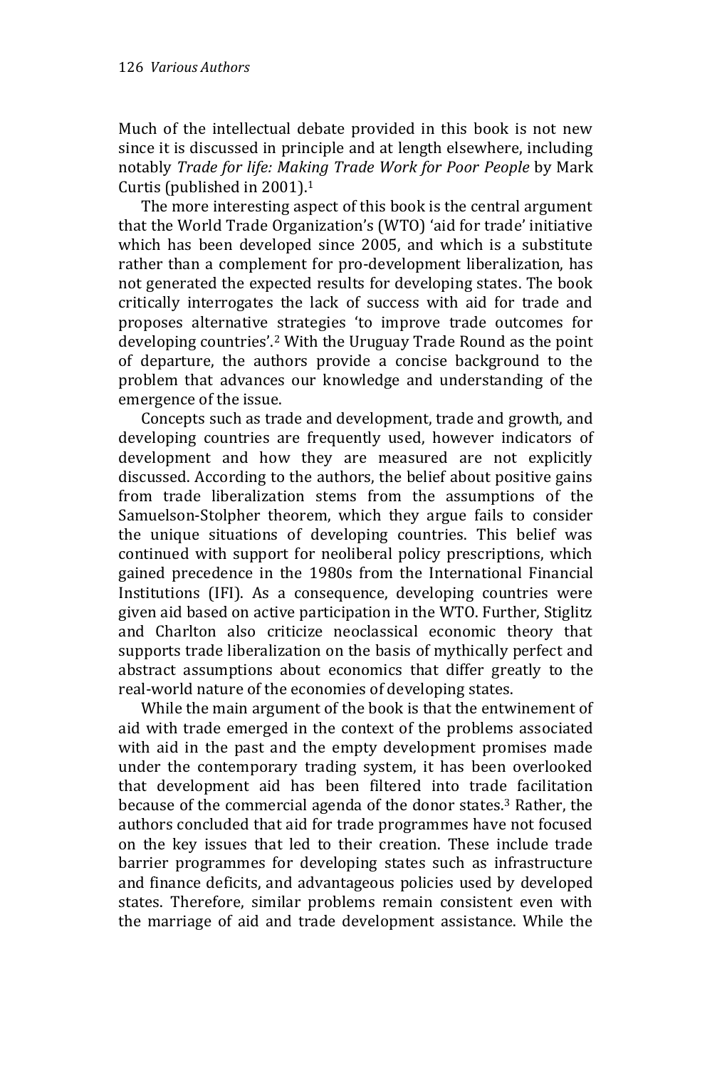Much of the intellectual debate provided in this book is not new since it is discussed in principle and at length elsewhere, including notably *Trade for life: Making Trade Work for Poor People* by Mark Curtis (published in 2001).[1]

The more interesting aspect of this book is the central argument that the World Trade Organization's (WTO) 'aid for trade' initiative which has been developed since 2005, and which is a substitute rather than a complement for pro-development liberalization, has not generated the expected results for developing states. The book critically interrogates the lack of success with aid for trade and proposes alternative strategies 'to improve trade outcomes for developing countries'.[2] With the Uruguay Trade Round as the point of departure, the authors provide a concise background to the problem that advances our knowledge and understanding of the emergence of the issue.

Concepts such as trade and development, trade and growth, and developing countries are frequently used, however indicators of development and how they are measured are not explicitly discussed. According to the authors, the belief about positive gains from trade liberalization stems from the assumptions of the Samuelson-Stolpher theorem, which they argue fails to consider the unique situations of developing countries. This belief was continued with support for neoliberal policy prescriptions, which gained precedence in the 1980s from the International Financial Institutions (IFI). As a consequence, developing countries were given aid based on active participation in the WTO. Further, Stiglitz and Charlton also criticize neoclassical economic theory that supports trade liberalization on the basis of mythically perfect and abstract assumptions about economics that differ greatly to the real-world nature of the economies of developing states.

While the main argument of the book is that the entwinement of aid with trade emerged in the context of the problems associated with aid in the past and the empty development promises made under the contemporary trading system, it has been overlooked that development aid has been filtered into trade facilitation because of the commercial agenda of the donor states.[3] Rather, the authors concluded that aid for trade programmes have not focused on the key issues that led to their creation. These include trade barrier programmes for developing states such as infrastructure and finance deficits, and advantageous policies used by developed states. Therefore, similar problems remain consistent even with the marriage of aid and trade development assistance. While the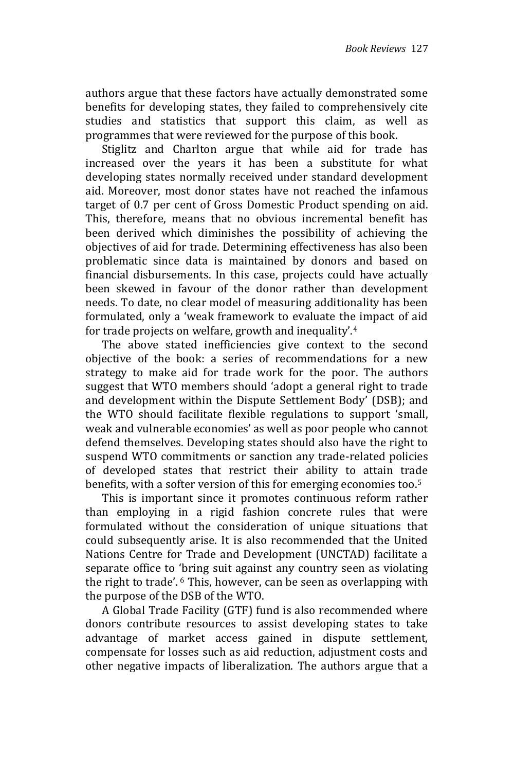authors argue that these factors have actually demonstrated some benefits for developing states, they failed to comprehensively cite studies and statistics that support this claim, as well as programmes that were reviewed for the purpose of this book.

Stiglitz and Charlton argue that while aid for trade has increased over the years it has been a substitute for what developing states normally received under standard development aid. Moreover, most donor states have not reached the infamous target of 0.7 per cent of Gross Domestic Product spending on aid. This, therefore, means that no obvious incremental benefit has been derived which diminishes the possibility of achieving the objectives of aid for trade. Determining effectiveness has also been problematic since data is maintained by donors and based on financial disbursements. In this case, projects could have actually been skewed in favour of the donor rather than development needs. To date, no clear model of measuring additionality has been formulated, only a 'weak framework to evaluate the impact of aid for trade projects on welfare, growth and inequality'.[4]

The above stated inefficiencies give context to the second objective of the book: a series of recommendations for a new strategy to make aid for trade work for the poor. The authors suggest that WTO members should 'adopt a general right to trade and development within the Dispute Settlement Body' (DSB); and the WTO should facilitate flexible regulations to support 'small, weak and vulnerable economies' as well as poor people who cannot defend themselves. Developing states should also have the right to suspend WTO commitments or sanction any trade-related policies of developed states that restrict their ability to attain trade benefits, with a softer version of this for emerging economies too.[5]

This is important since it promotes continuous reform rather than employing in a rigid fashion concrete rules that were formulated without the consideration of unique situations that could subsequently arise. It is also recommended that the United Nations Centre for Trade and Development (UNCTAD) facilitate a separate office to 'bring suit against any country seen as violating the right to trade'.[6] This, however, can be seen as overlapping with the purpose of the DSB of the WTO.

A Global Trade Facility (GTF) fund is also recommended where donors contribute resources to assist developing states to take advantage of market access gained in dispute settlement, compensate for losses such as aid reduction, adjustment costs and other negative impacts of liberalization. The authors argue that a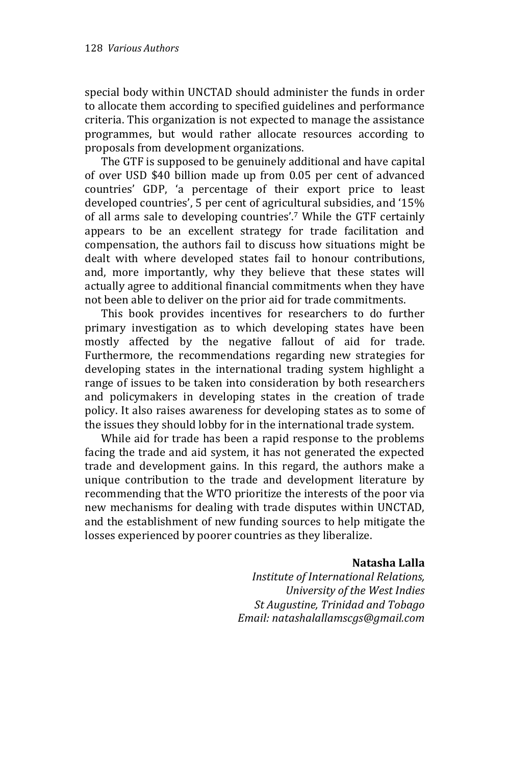special body within UNCTAD should administer the funds in order to allocate them according to specified guidelines and performance criteria. This organization is not expected to manage the assistance programmes, but would rather allocate resources according to proposals from development organizations.

The GTF is supposed to be genuinely additional and have capital of over USD $40 billion made up from 0.05 per cent of advanced countries' GDP, 'a percentage of their export price to least developed countries', 5 per cent of agricultural subsidies, and '15% of all arms sale to developing countries'.[7] While the GTF certainly appears to be an excellent strategy for trade facilitation and compensation, the authors fail to discuss how situations might be dealt with where developed states fail to honour contributions, and, more importantly, why they believe that these states will actually agree to additional financial commitments when they have not been able to deliver on the prior aid for trade commitments.

This book provides incentives for researchers to do further primary investigation as to which developing states have been mostly affected by the negative fallout of aid for trade. Furthermore, the recommendations regarding new strategies for developing states in the international trading system highlight a range of issues to be taken into consideration by both researchers and policymakers in developing states in the creation of trade policy. It also raises awareness for developing states as to some of the issues they should lobby for in the international trade system.

While aid for trade has been a rapid response to the problems facing the trade and aid system, it has not generated the expected trade and development gains. In this regard, the authors make a unique contribution to the trade and development literature by recommending that the WTO prioritize the interests of the poor via new mechanisms for dealing with trade disputes within UNCTAD, and the establishment of new funding sources to help mitigate the losses experienced by poorer countries as they liberalize.

**Natasha Lalla**
*Institute of International Relations,*
*University of the West Indies*
*St Augustine, Trinidad and Tobago*
*Email: natashalallamscgs@gmail.com*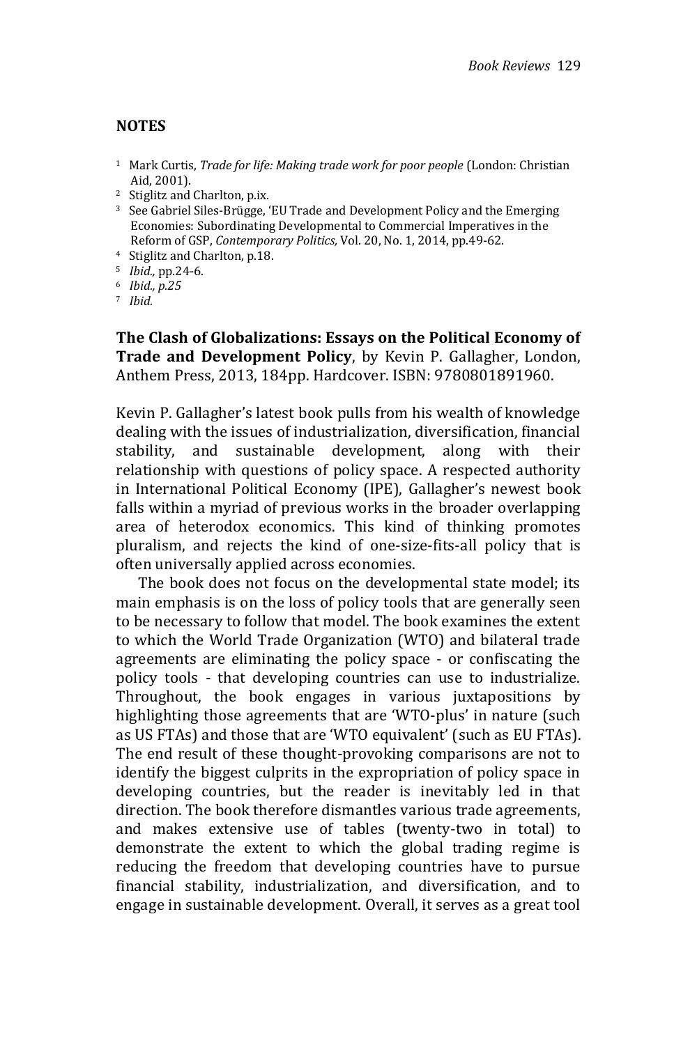## NOTES

1 Mark Curtis, *Trade for life: Making trade work for poor people* (London: Christian Aid, 2001).

2 Stiglitz and Charlton, p.ix.

3 See Gabriel Siles-Brügge, 'EU Trade and Development Policy and the Emerging Economies: Subordinating Developmental to Commercial Imperatives in the Reform of GSP, *Contemporary Politics,* Vol. 20, No. 1, 2014, pp.49-62.

4 Stiglitz and Charlton, p.18.

5 *Ibid.,* pp.24-6.

6 *Ibid., p.25*

7 *Ibid.*

**The Clash of Globalizations: Essays on the Political Economy of Trade and Development Policy**, by Kevin P. Gallagher, London, Anthem Press, 2013, 184pp. Hardcover. ISBN: 9780801891960.

Kevin P. Gallagher's latest book pulls from his wealth of knowledge dealing with the issues of industrialization, diversification, financial stability, and sustainable development, along with their relationship with questions of policy space. A respected authority in International Political Economy (IPE), Gallagher's newest book falls within a myriad of previous works in the broader overlapping area of heterodox economics. This kind of thinking promotes pluralism, and rejects the kind of one-size-fits-all policy that is often universally applied across economies.

The book does not focus on the developmental state model; its main emphasis is on the loss of policy tools that are generally seen to be necessary to follow that model. The book examines the extent to which the World Trade Organization (WTO) and bilateral trade agreements are eliminating the policy space - or confiscating the policy tools - that developing countries can use to industrialize. Throughout, the book engages in various juxtapositions by highlighting those agreements that are 'WTO-plus' in nature (such as US FTAs) and those that are 'WTO equivalent' (such as EU FTAs). The end result of these thought-provoking comparisons are not to identify the biggest culprits in the expropriation of policy space in developing countries, but the reader is inevitably led in that direction. The book therefore dismantles various trade agreements, and makes extensive use of tables (twenty-two in total) to demonstrate the extent to which the global trading regime is reducing the freedom that developing countries have to pursue financial stability, industrialization, and diversification, and to engage in sustainable development. Overall, it serves as a great tool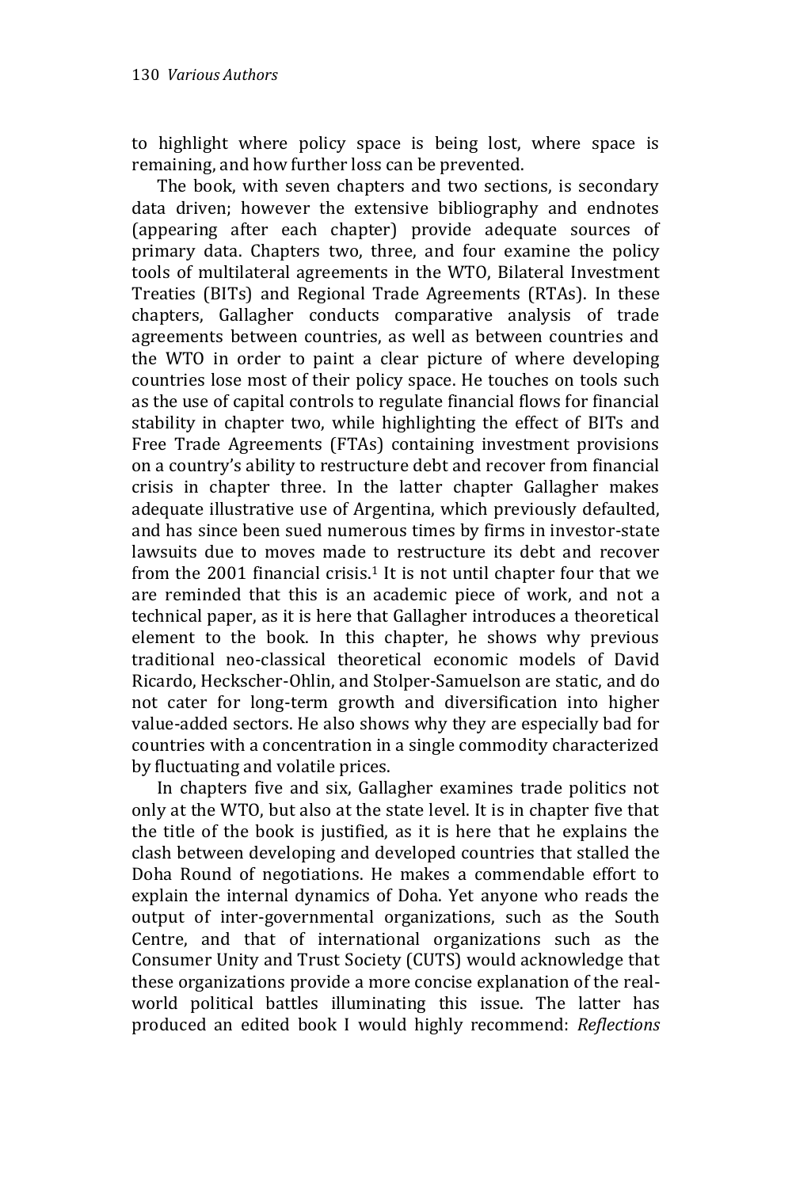to highlight where policy space is being lost, where space is remaining, and how further loss can be prevented.

The book, with seven chapters and two sections, is secondary data driven; however the extensive bibliography and endnotes (appearing after each chapter) provide adequate sources of primary data. Chapters two, three, and four examine the policy tools of multilateral agreements in the WTO, Bilateral Investment Treaties (BITs) and Regional Trade Agreements (RTAs). In these chapters, Gallagher conducts comparative analysis of trade agreements between countries, as well as between countries and the WTO in order to paint a clear picture of where developing countries lose most of their policy space. He touches on tools such as the use of capital controls to regulate financial flows for financial stability in chapter two, while highlighting the effect of BITs and Free Trade Agreements (FTAs) containing investment provisions on a country's ability to restructure debt and recover from financial crisis in chapter three. In the latter chapter Gallagher makes adequate illustrative use of Argentina, which previously defaulted, and has since been sued numerous times by firms in investor-state lawsuits due to moves made to restructure its debt and recover from the 2001 financial crisis.[1] It is not until chapter four that we are reminded that this is an academic piece of work, and not a technical paper, as it is here that Gallagher introduces a theoretical element to the book. In this chapter, he shows why previous traditional neo-classical theoretical economic models of David Ricardo, Heckscher-Ohlin, and Stolper-Samuelson are static, and do not cater for long-term growth and diversification into higher value-added sectors. He also shows why they are especially bad for countries with a concentration in a single commodity characterized by fluctuating and volatile prices.

In chapters five and six, Gallagher examines trade politics not only at the WTO, but also at the state level. It is in chapter five that the title of the book is justified, as it is here that he explains the clash between developing and developed countries that stalled the Doha Round of negotiations. He makes a commendable effort to explain the internal dynamics of Doha. Yet anyone who reads the output of inter-governmental organizations, such as the South Centre, and that of international organizations such as the Consumer Unity and Trust Society (CUTS) would acknowledge that these organizations provide a more concise explanation of the real-world political battles illuminating this issue. The latter has produced an edited book I would highly recommend: *Reflections*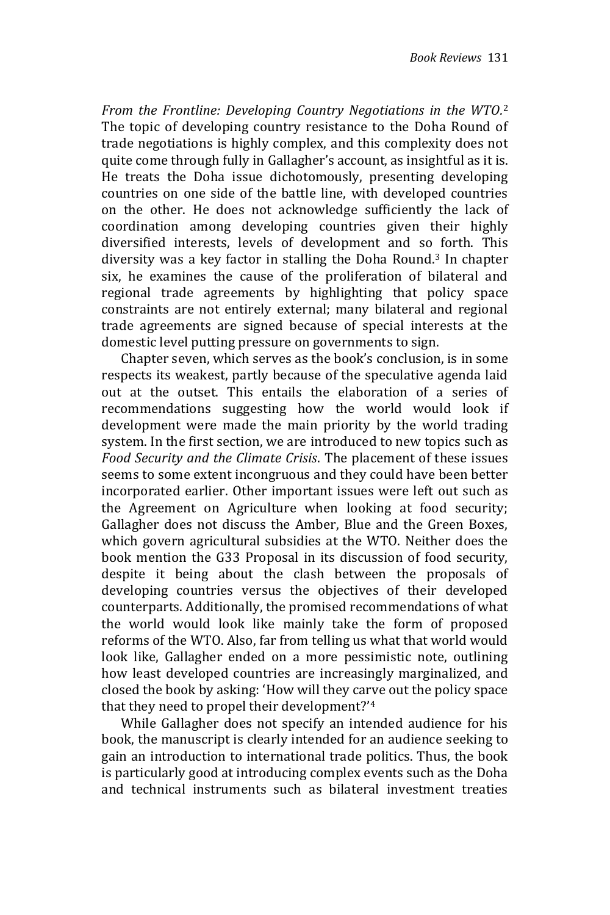*From the Frontline: Developing Country Negotiations in the WTO.*[2] The topic of developing country resistance to the Doha Round of trade negotiations is highly complex, and this complexity does not quite come through fully in Gallagher's account, as insightful as it is. He treats the Doha issue dichotomously, presenting developing countries on one side of the battle line, with developed countries on the other. He does not acknowledge sufficiently the lack of coordination among developing countries given their highly diversified interests, levels of development and so forth. This diversity was a key factor in stalling the Doha Round.[3] In chapter six, he examines the cause of the proliferation of bilateral and regional trade agreements by highlighting that policy space constraints are not entirely external; many bilateral and regional trade agreements are signed because of special interests at the domestic level putting pressure on governments to sign.

Chapter seven, which serves as the book's conclusion, is in some respects its weakest, partly because of the speculative agenda laid out at the outset. This entails the elaboration of a series of recommendations suggesting how the world would look if development were made the main priority by the world trading system. In the first section, we are introduced to new topics such as *Food Security and the Climate Crisis*. The placement of these issues seems to some extent incongruous and they could have been better incorporated earlier. Other important issues were left out such as the Agreement on Agriculture when looking at food security; Gallagher does not discuss the Amber, Blue and the Green Boxes, which govern agricultural subsidies at the WTO. Neither does the book mention the G33 Proposal in its discussion of food security, despite it being about the clash between the proposals of developing countries versus the objectives of their developed counterparts. Additionally, the promised recommendations of what the world would look like mainly take the form of proposed reforms of the WTO. Also, far from telling us what that world would look like, Gallagher ended on a more pessimistic note, outlining how least developed countries are increasingly marginalized, and closed the book by asking: 'How will they carve out the policy space that they need to propel their development?'[4]

While Gallagher does not specify an intended audience for his book, the manuscript is clearly intended for an audience seeking to gain an introduction to international trade politics. Thus, the book is particularly good at introducing complex events such as the Doha and technical instruments such as bilateral investment treaties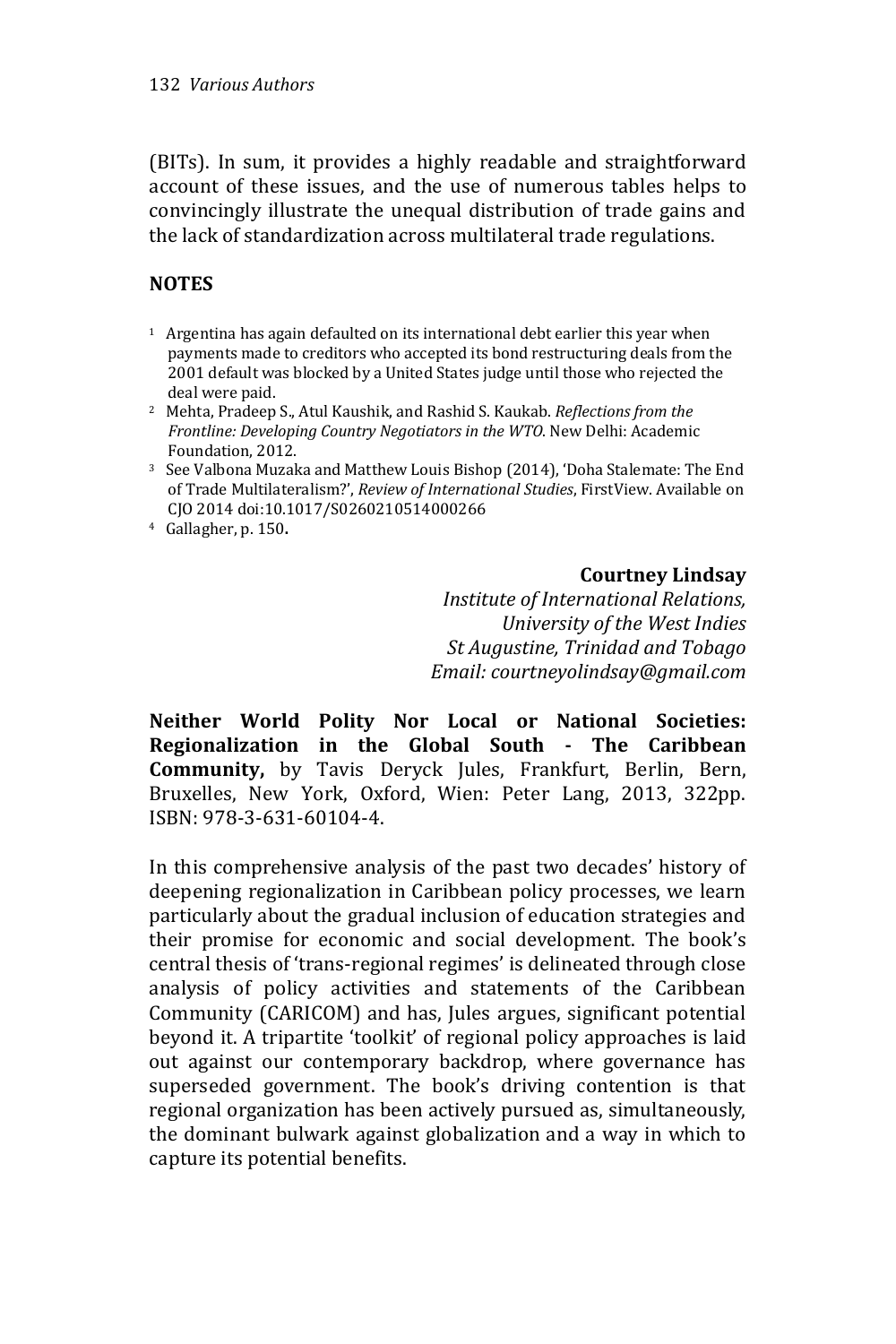(BITs). In sum, it provides a highly readable and straightforward account of these issues, and the use of numerous tables helps to convincingly illustrate the unequal distribution of trade gains and the lack of standardization across multilateral trade regulations.

## NOTES

1. Argentina has again defaulted on its international debt earlier this year when payments made to creditors who accepted its bond restructuring deals from the 2001 default was blocked by a United States judge until those who rejected the deal were paid.
2. Mehta, Pradeep S., Atul Kaushik, and Rashid S. Kaukab. *Reflections from the Frontline: Developing Country Negotiators in the WTO*. New Delhi: Academic Foundation, 2012.
3. See Valbona Muzaka and Matthew Louis Bishop (2014), 'Doha Stalemate: The End of Trade Multilateralism?', *Review of International Studies*, FirstView. Available on CJO 2014 doi:10.1017/S0260210514000266
4. Gallagher, p. 150**.**

**Courtney Lindsay**
*Institute of International Relations,*
*University of the West Indies*
*St Augustine, Trinidad and Tobago*
*Email: courtneyolindsay@gmail.com*

**Neither World Polity Nor Local or National Societies: Regionalization in the Global South - The Caribbean Community,** by Tavis Deryck Jules, Frankfurt, Berlin, Bern, Bruxelles, New York, Oxford, Wien: Peter Lang, 2013, 322pp. ISBN: 978-3-631-60104-4.

In this comprehensive analysis of the past two decades' history of deepening regionalization in Caribbean policy processes, we learn particularly about the gradual inclusion of education strategies and their promise for economic and social development. The book's central thesis of 'trans-regional regimes' is delineated through close analysis of policy activities and statements of the Caribbean Community (CARICOM) and has, Jules argues, significant potential beyond it. A tripartite 'toolkit' of regional policy approaches is laid out against our contemporary backdrop, where governance has superseded government. The book's driving contention is that regional organization has been actively pursued as, simultaneously, the dominant bulwark against globalization and a way in which to capture its potential benefits.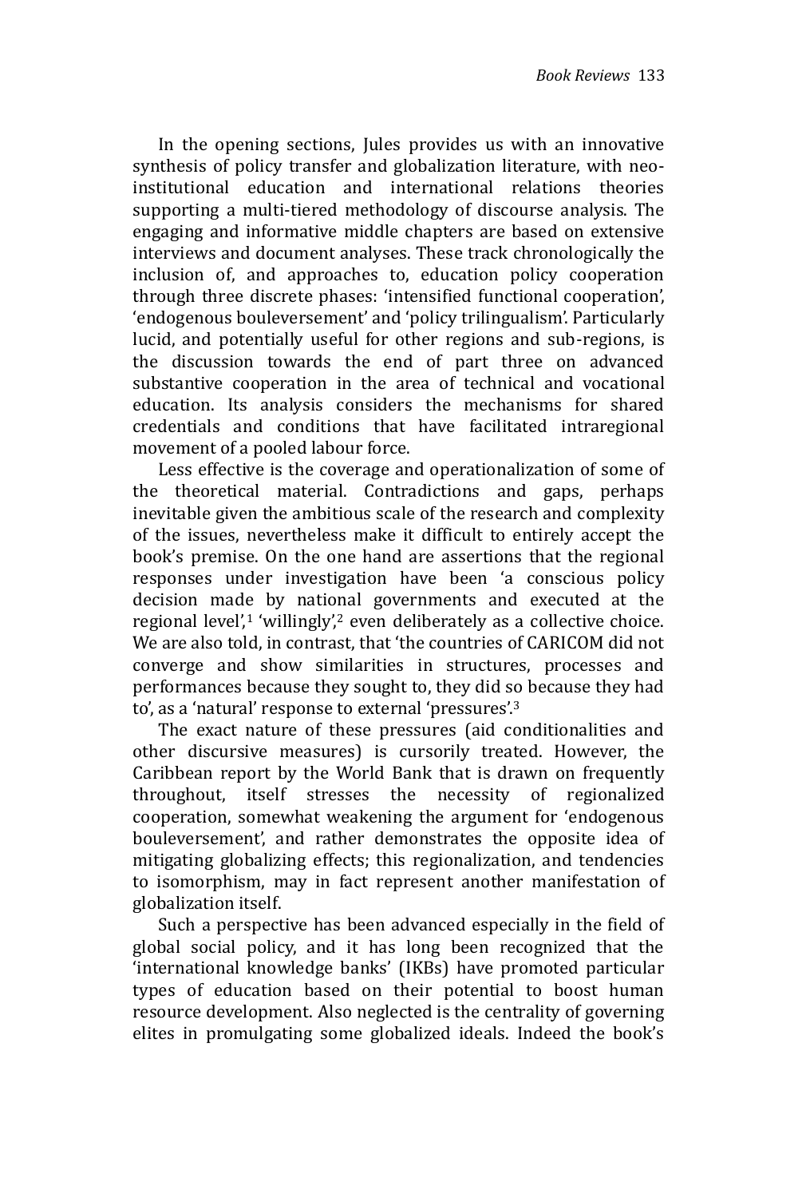In the opening sections, Jules provides us with an innovative synthesis of policy transfer and globalization literature, with neo-institutional education and international relations theories supporting a multi-tiered methodology of discourse analysis. The engaging and informative middle chapters are based on extensive interviews and document analyses. These track chronologically the inclusion of, and approaches to, education policy cooperation through three discrete phases: 'intensified functional cooperation', 'endogenous bouleversement' and 'policy trilingualism'. Particularly lucid, and potentially useful for other regions and sub-regions, is the discussion towards the end of part three on advanced substantive cooperation in the area of technical and vocational education. Its analysis considers the mechanisms for shared credentials and conditions that have facilitated intraregional movement of a pooled labour force.

Less effective is the coverage and operationalization of some of the theoretical material. Contradictions and gaps, perhaps inevitable given the ambitious scale of the research and complexity of the issues, nevertheless make it difficult to entirely accept the book's premise. On the one hand are assertions that the regional responses under investigation have been 'a conscious policy decision made by national governments and executed at the regional level',[1] 'willingly',[2] even deliberately as a collective choice. We are also told, in contrast, that 'the countries of CARICOM did not converge and show similarities in structures, processes and performances because they sought to, they did so because they had to', as a 'natural' response to external 'pressures'.[3]

The exact nature of these pressures (aid conditionalities and other discursive measures) is cursorily treated. However, the Caribbean report by the World Bank that is drawn on frequently throughout, itself stresses the necessity of regionalized cooperation, somewhat weakening the argument for 'endogenous bouleversement', and rather demonstrates the opposite idea of mitigating globalizing effects; this regionalization, and tendencies to isomorphism, may in fact represent another manifestation of globalization itself.

Such a perspective has been advanced especially in the field of global social policy, and it has long been recognized that the 'international knowledge banks' (IKBs) have promoted particular types of education based on their potential to boost human resource development. Also neglected is the centrality of governing elites in promulgating some globalized ideals. Indeed the book's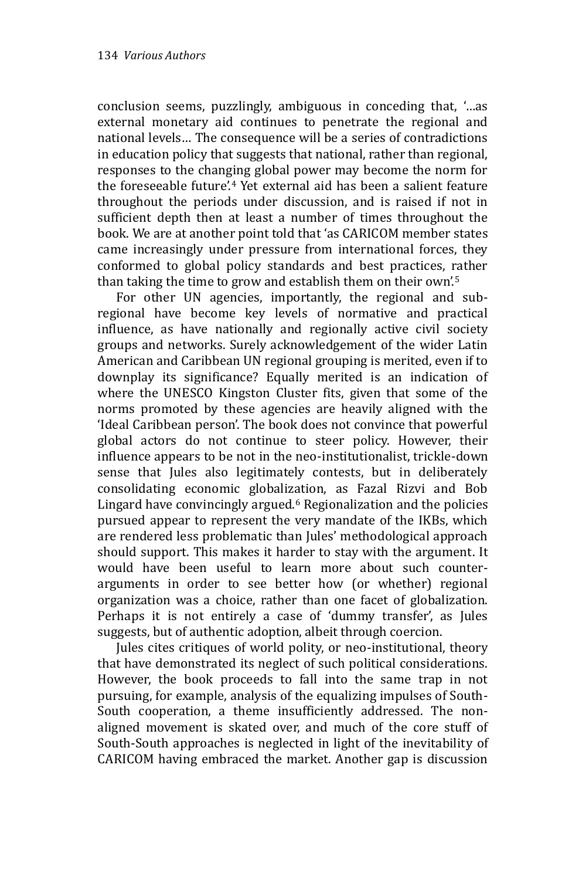conclusion seems, puzzlingly, ambiguous in conceding that, '…as external monetary aid continues to penetrate the regional and national levels… The consequence will be a series of contradictions in education policy that suggests that national, rather than regional, responses to the changing global power may become the norm for the foreseeable future'.[4] Yet external aid has been a salient feature throughout the periods under discussion, and is raised if not in sufficient depth then at least a number of times throughout the book. We are at another point told that 'as CARICOM member states came increasingly under pressure from international forces, they conformed to global policy standards and best practices, rather than taking the time to grow and establish them on their own'.[5]

For other UN agencies, importantly, the regional and sub-regional have become key levels of normative and practical influence, as have nationally and regionally active civil society groups and networks. Surely acknowledgement of the wider Latin American and Caribbean UN regional grouping is merited, even if to downplay its significance? Equally merited is an indication of where the UNESCO Kingston Cluster fits, given that some of the norms promoted by these agencies are heavily aligned with the 'Ideal Caribbean person'. The book does not convince that powerful global actors do not continue to steer policy. However, their influence appears to be not in the neo-institutionalist, trickle-down sense that Jules also legitimately contests, but in deliberately consolidating economic globalization, as Fazal Rizvi and Bob Lingard have convincingly argued.[6] Regionalization and the policies pursued appear to represent the very mandate of the IKBs, which are rendered less problematic than Jules' methodological approach should support. This makes it harder to stay with the argument. It would have been useful to learn more about such counter-arguments in order to see better how (or whether) regional organization was a choice, rather than one facet of globalization. Perhaps it is not entirely a case of 'dummy transfer', as Jules suggests, but of authentic adoption, albeit through coercion.

Jules cites critiques of world polity, or neo-institutional, theory that have demonstrated its neglect of such political considerations. However, the book proceeds to fall into the same trap in not pursuing, for example, analysis of the equalizing impulses of South-South cooperation, a theme insufficiently addressed. The non-aligned movement is skated over, and much of the core stuff of South-South approaches is neglected in light of the inevitability of CARICOM having embraced the market. Another gap is discussion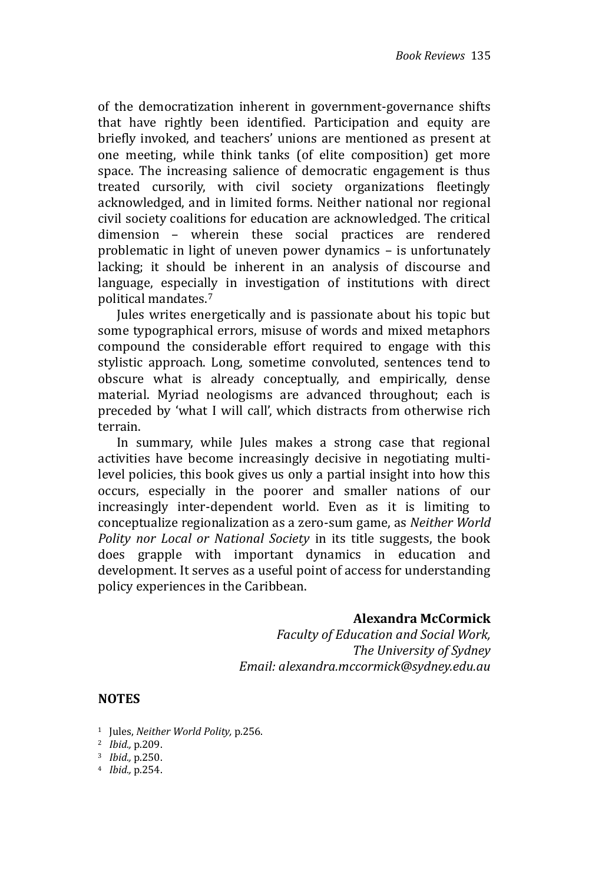of the democratization inherent in government-governance shifts that have rightly been identified. Participation and equity are briefly invoked, and teachers' unions are mentioned as present at one meeting, while think tanks (of elite composition) get more space. The increasing salience of democratic engagement is thus treated cursorily, with civil society organizations fleetingly acknowledged, and in limited forms. Neither national nor regional civil society coalitions for education are acknowledged. The critical dimension – wherein these social practices are rendered problematic in light of uneven power dynamics – is unfortunately lacking; it should be inherent in an analysis of discourse and language, especially in investigation of institutions with direct political mandates.[7]

Jules writes energetically and is passionate about his topic but some typographical errors, misuse of words and mixed metaphors compound the considerable effort required to engage with this stylistic approach. Long, sometime convoluted, sentences tend to obscure what is already conceptually, and empirically, dense material. Myriad neologisms are advanced throughout; each is preceded by 'what I will call', which distracts from otherwise rich terrain.

In summary, while Jules makes a strong case that regional activities have become increasingly decisive in negotiating multi-level policies, this book gives us only a partial insight into how this occurs, especially in the poorer and smaller nations of our increasingly inter-dependent world. Even as it is limiting to conceptualize regionalization as a zero-sum game, as *Neither World Polity nor Local or National Society* in its title suggests, the book does grapple with important dynamics in education and development. It serves as a useful point of access for understanding policy experiences in the Caribbean.

**Alexandra McCormick**
*Faculty of Education and Social Work,*
*The University of Sydney*
*Email: alexandra.mccormick@sydney.edu.au*

## NOTES

1. Jules, *Neither World Polity,* p.256.
2. *Ibid.,* p.209.
3. *Ibid.,* p.250.
4. *Ibid.,* p.254.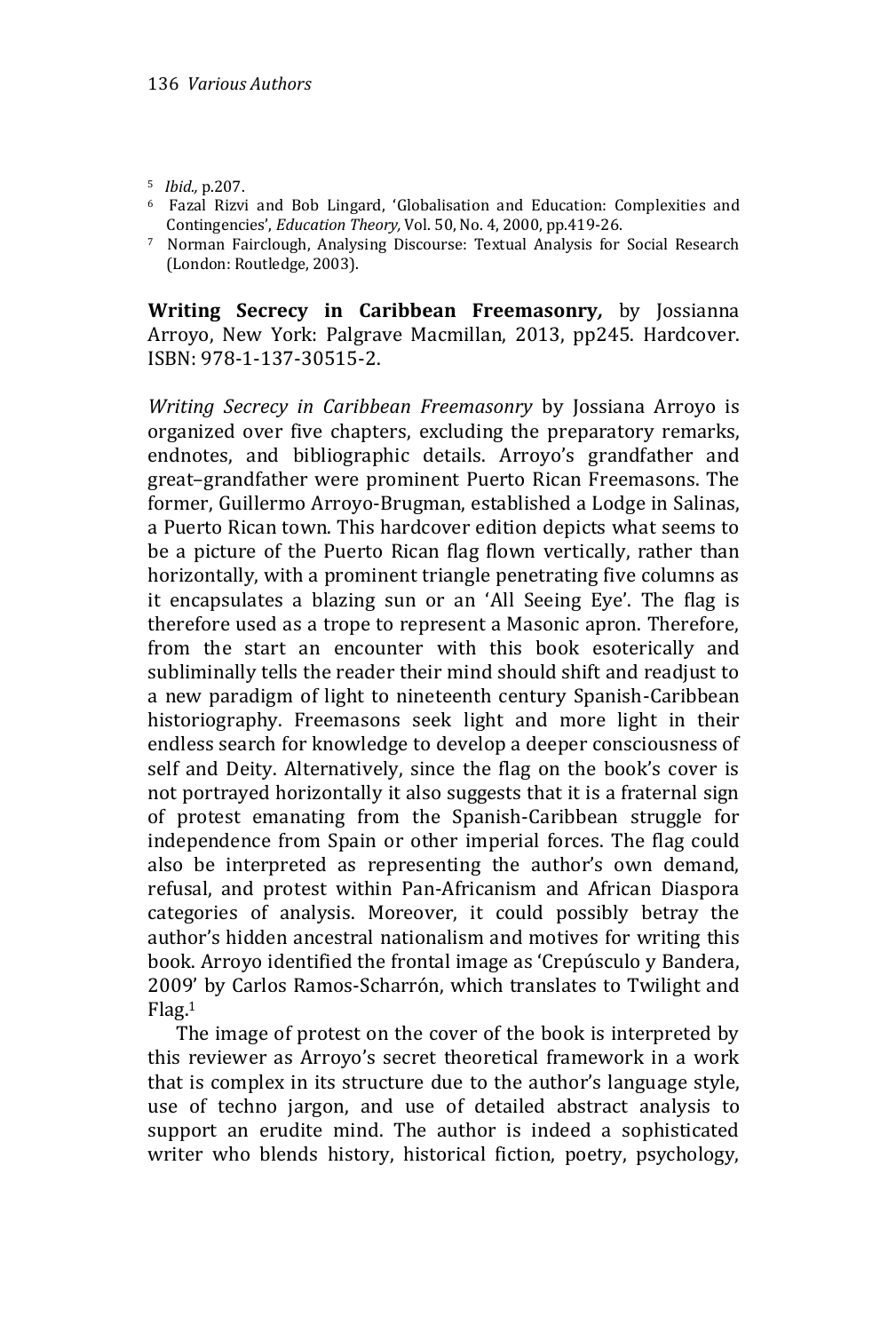[5] *Ibid.,* p.207.

[6] Fazal Rizvi and Bob Lingard, 'Globalisation and Education: Complexities and Contingencies', *Education Theory,* Vol. 50, No. 4, 2000, pp.419-26.

[7] Norman Fairclough, Analysing Discourse: Textual Analysis for Social Research (London: Routledge, 2003).

**Writing Secrecy in Caribbean Freemasonry,** by Jossianna Arroyo, New York: Palgrave Macmillan, 2013, pp245. Hardcover. ISBN: 978-1-137-30515-2.

*Writing Secrecy in Caribbean Freemasonry* by Jossiana Arroyo is organized over five chapters, excluding the preparatory remarks, endnotes, and bibliographic details. Arroyo's grandfather and great–grandfather were prominent Puerto Rican Freemasons. The former, Guillermo Arroyo-Brugman, established a Lodge in Salinas, a Puerto Rican town. This hardcover edition depicts what seems to be a picture of the Puerto Rican flag flown vertically, rather than horizontally, with a prominent triangle penetrating five columns as it encapsulates a blazing sun or an 'All Seeing Eye'. The flag is therefore used as a trope to represent a Masonic apron. Therefore, from the start an encounter with this book esoterically and subliminally tells the reader their mind should shift and readjust to a new paradigm of light to nineteenth century Spanish-Caribbean historiography. Freemasons seek light and more light in their endless search for knowledge to develop a deeper consciousness of self and Deity. Alternatively, since the flag on the book's cover is not portrayed horizontally it also suggests that it is a fraternal sign of protest emanating from the Spanish-Caribbean struggle for independence from Spain or other imperial forces. The flag could also be interpreted as representing the author's own demand, refusal, and protest within Pan-Africanism and African Diaspora categories of analysis. Moreover, it could possibly betray the author's hidden ancestral nationalism and motives for writing this book. Arroyo identified the frontal image as 'Crepúsculo y Bandera, 2009' by Carlos Ramos-Scharrón, which translates to Twilight and Flag.[1]

The image of protest on the cover of the book is interpreted by this reviewer as Arroyo's secret theoretical framework in a work that is complex in its structure due to the author's language style, use of techno jargon, and use of detailed abstract analysis to support an erudite mind. The author is indeed a sophisticated writer who blends history, historical fiction, poetry, psychology,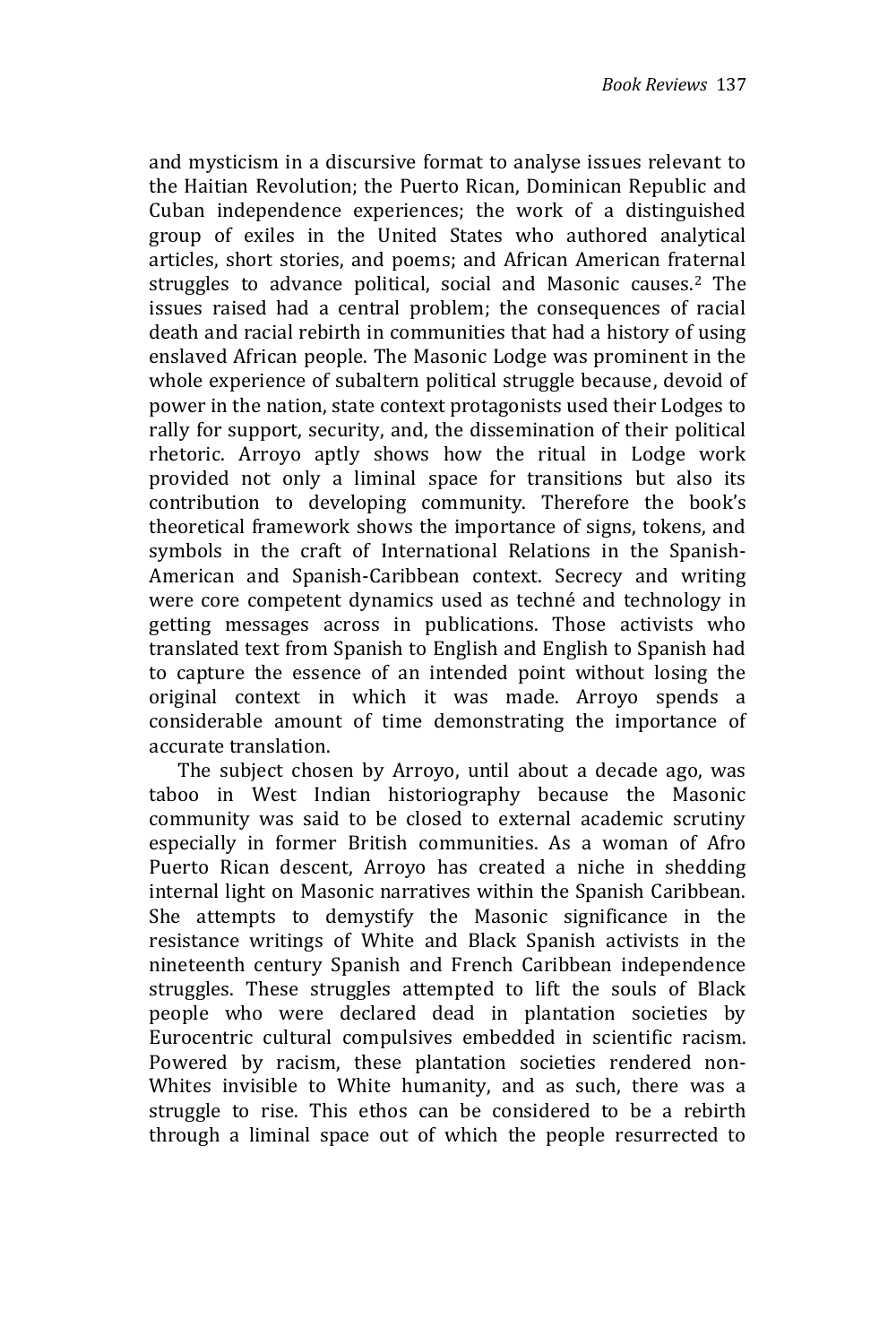and mysticism in a discursive format to analyse issues relevant to the Haitian Revolution; the Puerto Rican, Dominican Republic and Cuban independence experiences; the work of a distinguished group of exiles in the United States who authored analytical articles, short stories, and poems; and African American fraternal struggles to advance political, social and Masonic causes.[2] The issues raised had a central problem; the consequences of racial death and racial rebirth in communities that had a history of using enslaved African people. The Masonic Lodge was prominent in the whole experience of subaltern political struggle because, devoid of power in the nation, state context protagonists used their Lodges to rally for support, security, and, the dissemination of their political rhetoric. Arroyo aptly shows how the ritual in Lodge work provided not only a liminal space for transitions but also its contribution to developing community. Therefore the book's theoretical framework shows the importance of signs, tokens, and symbols in the craft of International Relations in the Spanish-American and Spanish-Caribbean context. Secrecy and writing were core competent dynamics used as techné and technology in getting messages across in publications. Those activists who translated text from Spanish to English and English to Spanish had to capture the essence of an intended point without losing the original context in which it was made. Arroyo spends a considerable amount of time demonstrating the importance of accurate translation.

The subject chosen by Arroyo, until about a decade ago, was taboo in West Indian historiography because the Masonic community was said to be closed to external academic scrutiny especially in former British communities. As a woman of Afro Puerto Rican descent, Arroyo has created a niche in shedding internal light on Masonic narratives within the Spanish Caribbean. She attempts to demystify the Masonic significance in the resistance writings of White and Black Spanish activists in the nineteenth century Spanish and French Caribbean independence struggles. These struggles attempted to lift the souls of Black people who were declared dead in plantation societies by Eurocentric cultural compulsives embedded in scientific racism. Powered by racism, these plantation societies rendered non-Whites invisible to White humanity, and as such, there was a struggle to rise. This ethos can be considered to be a rebirth through a liminal space out of which the people resurrected to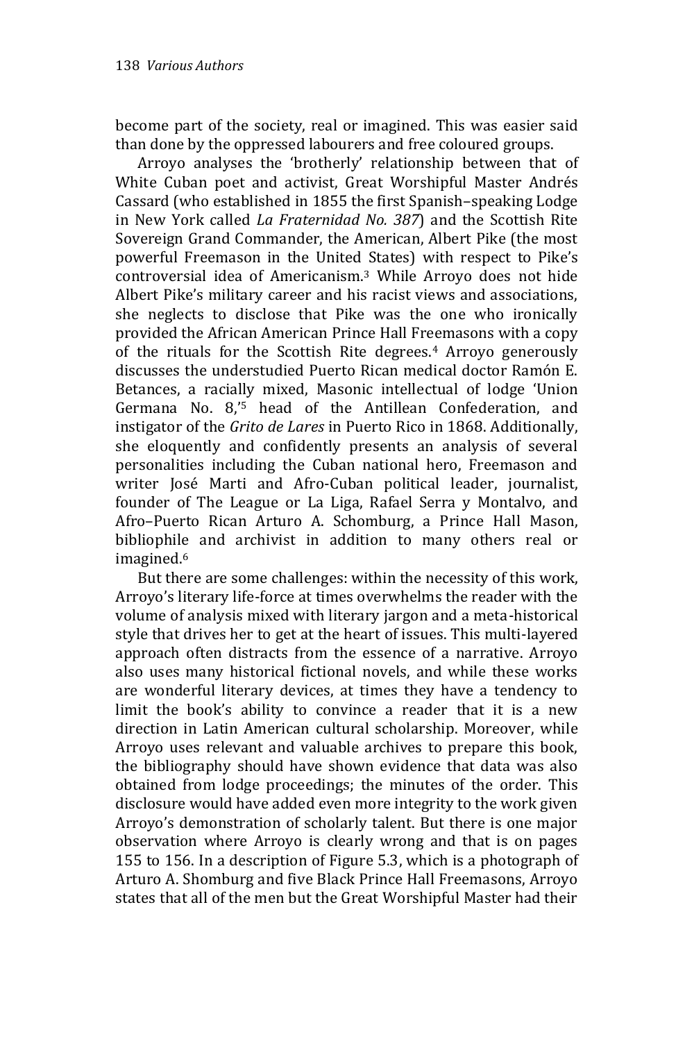become part of the society, real or imagined. This was easier said than done by the oppressed labourers and free coloured groups.

Arroyo analyses the 'brotherly' relationship between that of White Cuban poet and activist, Great Worshipful Master Andrés Cassard (who established in 1855 the first Spanish–speaking Lodge in New York called *La Fraternidad No. 387*) and the Scottish Rite Sovereign Grand Commander, the American, Albert Pike (the most powerful Freemason in the United States) with respect to Pike's controversial idea of Americanism.[3] While Arroyo does not hide Albert Pike's military career and his racist views and associations, she neglects to disclose that Pike was the one who ironically provided the African American Prince Hall Freemasons with a copy of the rituals for the Scottish Rite degrees.[4] Arroyo generously discusses the understudied Puerto Rican medical doctor Ramón E. Betances, a racially mixed, Masonic intellectual of lodge 'Union Germana No. 8,'[5] head of the Antillean Confederation, and instigator of the *Grito de Lares* in Puerto Rico in 1868. Additionally, she eloquently and confidently presents an analysis of several personalities including the Cuban national hero, Freemason and writer José Marti and Afro-Cuban political leader, journalist, founder of The League or La Liga, Rafael Serra y Montalvo, and Afro–Puerto Rican Arturo A. Schomburg, a Prince Hall Mason, bibliophile and archivist in addition to many others real or imagined.[6]

But there are some challenges: within the necessity of this work, Arroyo's literary life-force at times overwhelms the reader with the volume of analysis mixed with literary jargon and a meta-historical style that drives her to get at the heart of issues. This multi-layered approach often distracts from the essence of a narrative. Arroyo also uses many historical fictional novels, and while these works are wonderful literary devices, at times they have a tendency to limit the book's ability to convince a reader that it is a new direction in Latin American cultural scholarship. Moreover, while Arroyo uses relevant and valuable archives to prepare this book, the bibliography should have shown evidence that data was also obtained from lodge proceedings; the minutes of the order. This disclosure would have added even more integrity to the work given Arroyo's demonstration of scholarly talent. But there is one major observation where Arroyo is clearly wrong and that is on pages 155 to 156. In a description of Figure 5.3, which is a photograph of Arturo A. Shomburg and five Black Prince Hall Freemasons, Arroyo states that all of the men but the Great Worshipful Master had their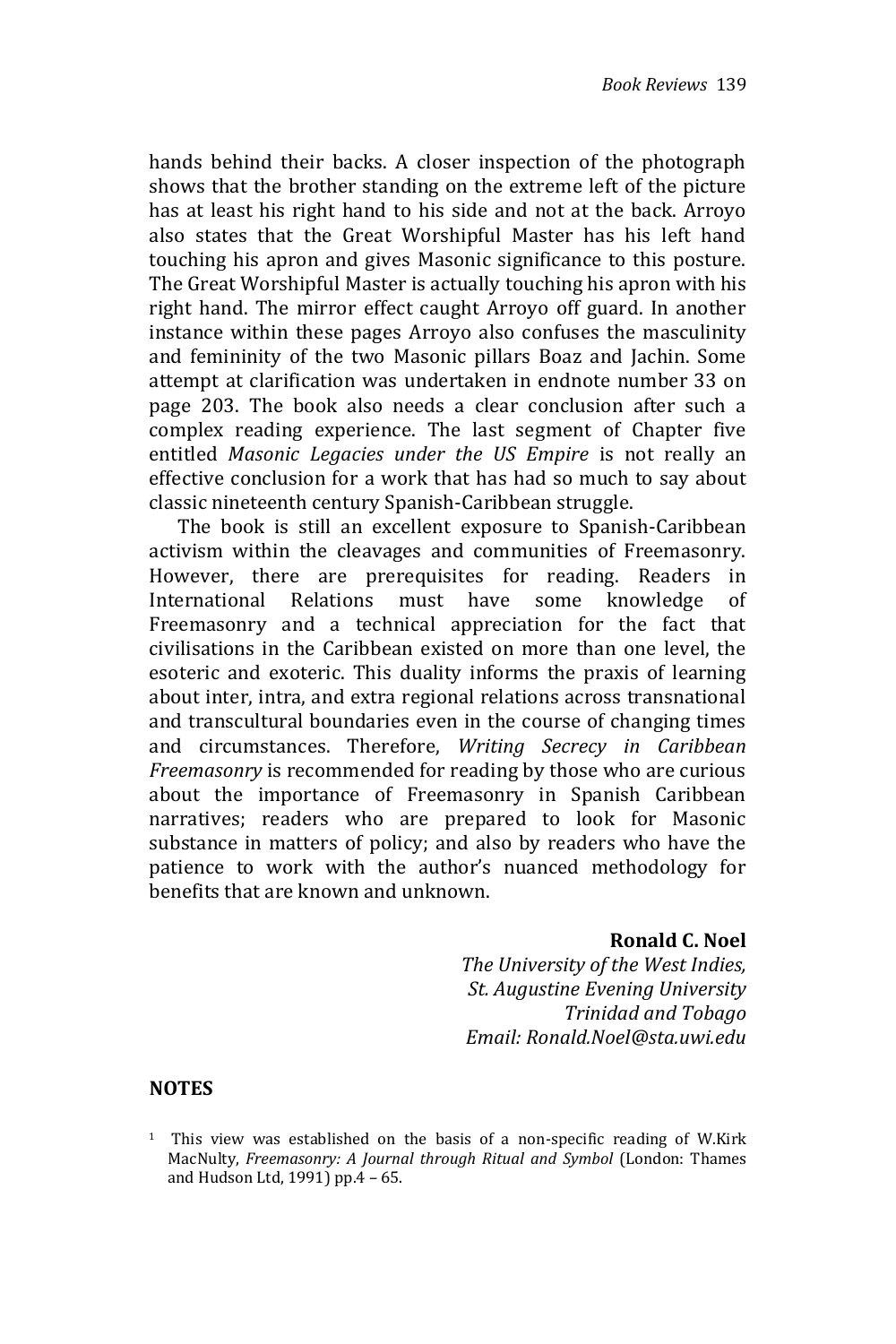hands behind their backs. A closer inspection of the photograph shows that the brother standing on the extreme left of the picture has at least his right hand to his side and not at the back. Arroyo also states that the Great Worshipful Master has his left hand touching his apron and gives Masonic significance to this posture. The Great Worshipful Master is actually touching his apron with his right hand. The mirror effect caught Arroyo off guard. In another instance within these pages Arroyo also confuses the masculinity and femininity of the two Masonic pillars Boaz and Jachin. Some attempt at clarification was undertaken in endnote number 33 on page 203. The book also needs a clear conclusion after such a complex reading experience. The last segment of Chapter five entitled *Masonic Legacies under the US Empire* is not really an effective conclusion for a work that has had so much to say about classic nineteenth century Spanish-Caribbean struggle.

The book is still an excellent exposure to Spanish-Caribbean activism within the cleavages and communities of Freemasonry. However, there are prerequisites for reading. Readers in International Relations must have some knowledge of Freemasonry and a technical appreciation for the fact that civilisations in the Caribbean existed on more than one level, the esoteric and exoteric. This duality informs the praxis of learning about inter, intra, and extra regional relations across transnational and transcultural boundaries even in the course of changing times and circumstances. Therefore, *Writing Secrecy in Caribbean Freemasonry* is recommended for reading by those who are curious about the importance of Freemasonry in Spanish Caribbean narratives; readers who are prepared to look for Masonic substance in matters of policy; and also by readers who have the patience to work with the author's nuanced methodology for benefits that are known and unknown.

**Ronald C. Noel**
*The University of the West Indies,*
*St. Augustine Evening University*
*Trinidad and Tobago*
*Email: Ronald.Noel@sta.uwi.edu*

## NOTES

[1] This view was established on the basis of a non-specific reading of W.Kirk MacNulty, *Freemasonry: A Journal through Ritual and Symbol* (London: Thames and Hudson Ltd, 1991) pp.4 – 65.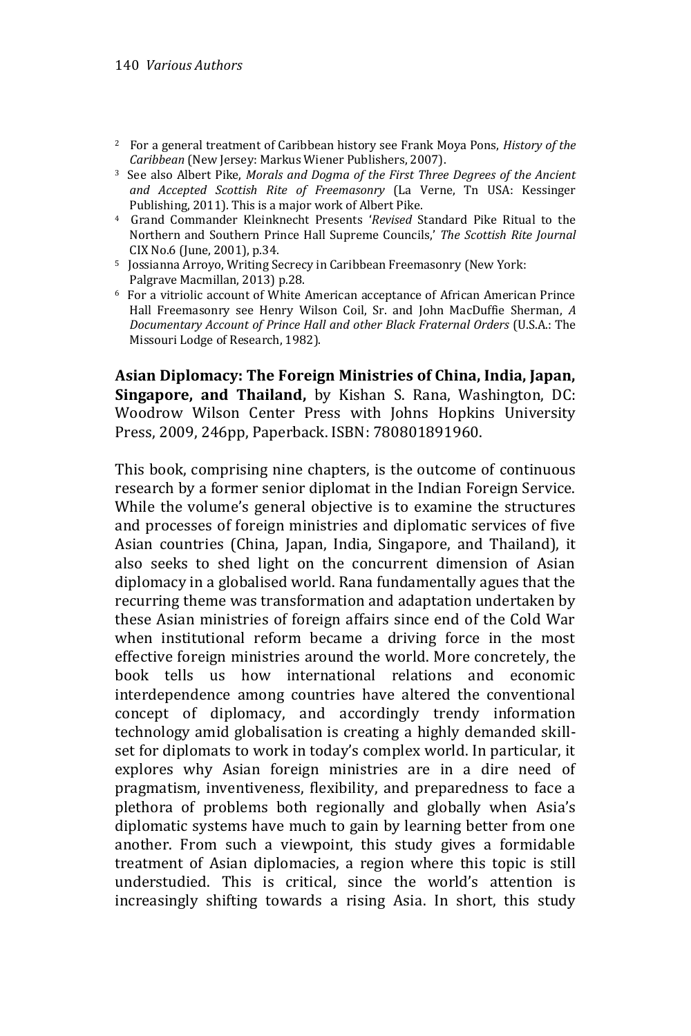2. For a general treatment of Caribbean history see Frank Moya Pons, *History of the Caribbean* (New Jersey: Markus Wiener Publishers, 2007).
3. See also Albert Pike, *Morals and Dogma of the First Three Degrees of the Ancient and Accepted Scottish Rite of Freemasonry* (La Verne, Tn USA: Kessinger Publishing, 2011). This is a major work of Albert Pike.
4. Grand Commander Kleinknecht Presents '*Revised* Standard Pike Ritual to the Northern and Southern Prince Hall Supreme Councils,' *The Scottish Rite Journal* CIX No.6 (June, 2001), p.34.
5. Jossianna Arroyo, Writing Secrecy in Caribbean Freemasonry (New York: Palgrave Macmillan, 2013) p.28.
6. For a vitriolic account of White American acceptance of African American Prince Hall Freemasonry see Henry Wilson Coil, Sr. and John MacDuffie Sherman, *A Documentary Account of Prince Hall and other Black Fraternal Orders* (U.S.A.: The Missouri Lodge of Research, 1982).

**Asian Diplomacy: The Foreign Ministries of China, India, Japan, Singapore, and Thailand,** by Kishan S. Rana, Washington, DC: Woodrow Wilson Center Press with Johns Hopkins University Press, 2009, 246pp, Paperback. ISBN: 780801891960.

This book, comprising nine chapters, is the outcome of continuous research by a former senior diplomat in the Indian Foreign Service. While the volume's general objective is to examine the structures and processes of foreign ministries and diplomatic services of five Asian countries (China, Japan, India, Singapore, and Thailand), it also seeks to shed light on the concurrent dimension of Asian diplomacy in a globalised world. Rana fundamentally agues that the recurring theme was transformation and adaptation undertaken by these Asian ministries of foreign affairs since end of the Cold War when institutional reform became a driving force in the most effective foreign ministries around the world. More concretely, the book tells us how international relations and economic interdependence among countries have altered the conventional concept of diplomacy, and accordingly trendy information technology amid globalisation is creating a highly demanded skill-set for diplomats to work in today's complex world. In particular, it explores why Asian foreign ministries are in a dire need of pragmatism, inventiveness, flexibility, and preparedness to face a plethora of problems both regionally and globally when Asia's diplomatic systems have much to gain by learning better from one another. From such a viewpoint, this study gives a formidable treatment of Asian diplomacies, a region where this topic is still understudied. This is critical, since the world's attention is increasingly shifting towards a rising Asia. In short, this study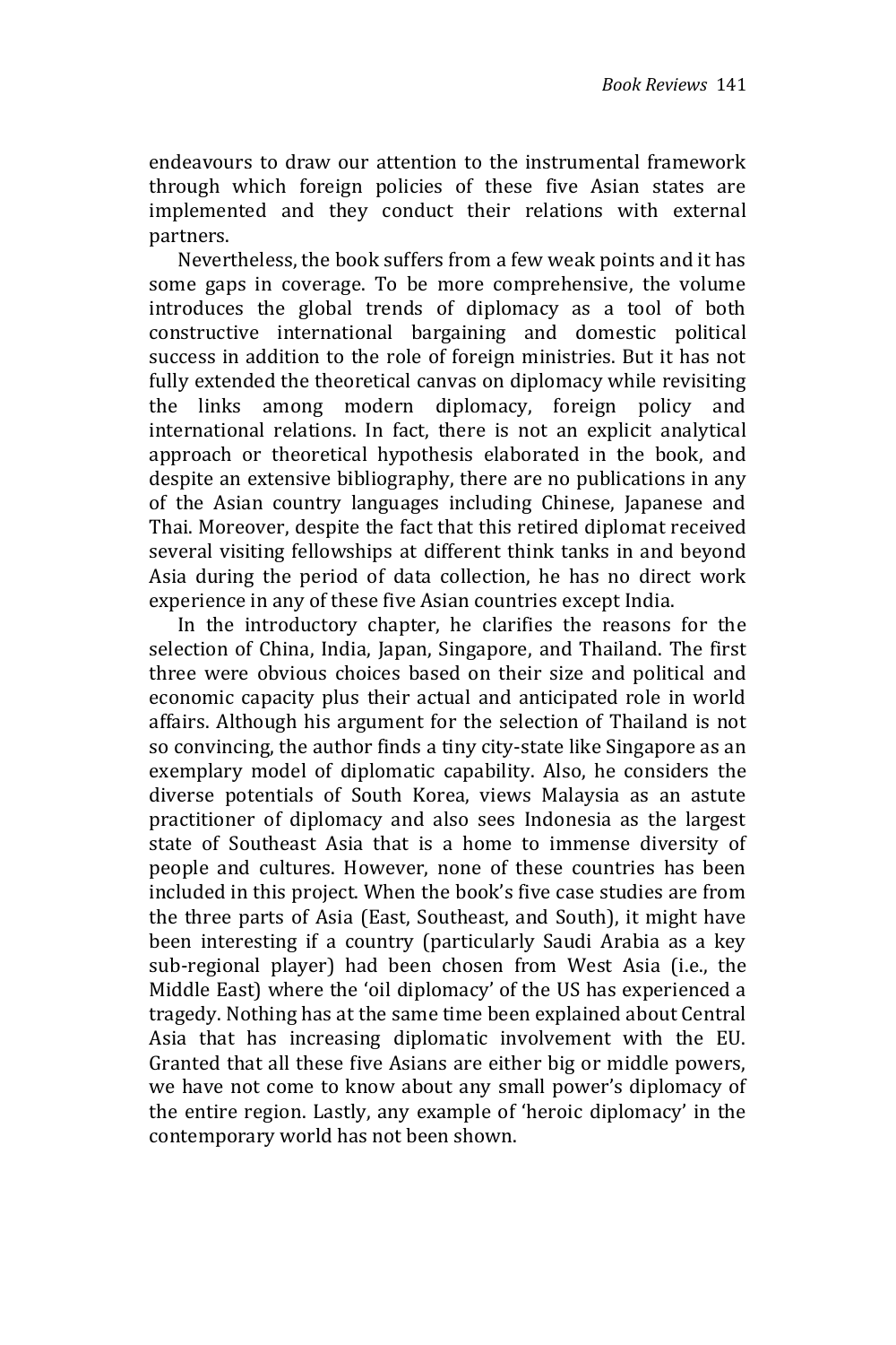endeavours to draw our attention to the instrumental framework through which foreign policies of these five Asian states are implemented and they conduct their relations with external partners.

Nevertheless, the book suffers from a few weak points and it has some gaps in coverage. To be more comprehensive, the volume introduces the global trends of diplomacy as a tool of both constructive international bargaining and domestic political success in addition to the role of foreign ministries. But it has not fully extended the theoretical canvas on diplomacy while revisiting the links among modern diplomacy, foreign policy and international relations. In fact, there is not an explicit analytical approach or theoretical hypothesis elaborated in the book, and despite an extensive bibliography, there are no publications in any of the Asian country languages including Chinese, Japanese and Thai. Moreover, despite the fact that this retired diplomat received several visiting fellowships at different think tanks in and beyond Asia during the period of data collection, he has no direct work experience in any of these five Asian countries except India.

In the introductory chapter, he clarifies the reasons for the selection of China, India, Japan, Singapore, and Thailand. The first three were obvious choices based on their size and political and economic capacity plus their actual and anticipated role in world affairs. Although his argument for the selection of Thailand is not so convincing, the author finds a tiny city-state like Singapore as an exemplary model of diplomatic capability. Also, he considers the diverse potentials of South Korea, views Malaysia as an astute practitioner of diplomacy and also sees Indonesia as the largest state of Southeast Asia that is a home to immense diversity of people and cultures. However, none of these countries has been included in this project. When the book's five case studies are from the three parts of Asia (East, Southeast, and South), it might have been interesting if a country (particularly Saudi Arabia as a key sub-regional player) had been chosen from West Asia (i.e., the Middle East) where the 'oil diplomacy' of the US has experienced a tragedy. Nothing has at the same time been explained about Central Asia that has increasing diplomatic involvement with the EU. Granted that all these five Asians are either big or middle powers, we have not come to know about any small power's diplomacy of the entire region. Lastly, any example of 'heroic diplomacy' in the contemporary world has not been shown.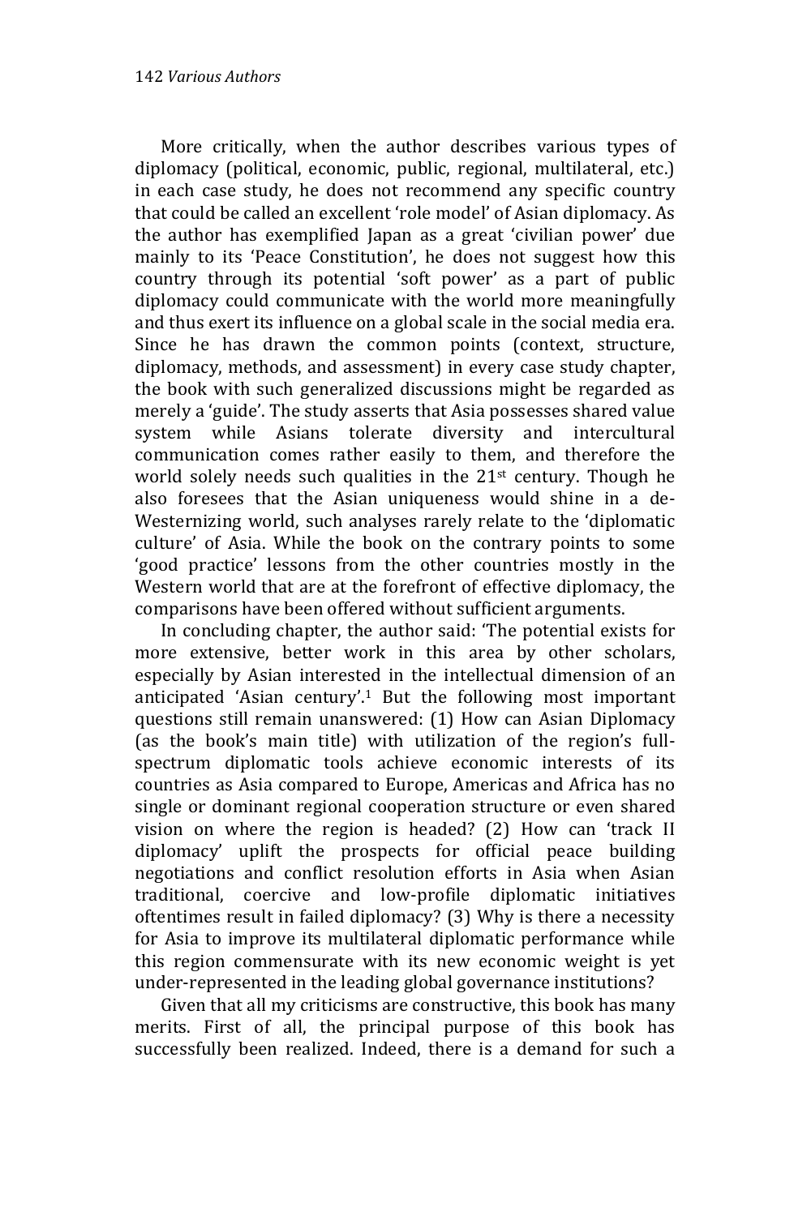More critically, when the author describes various types of diplomacy (political, economic, public, regional, multilateral, etc.) in each case study, he does not recommend any specific country that could be called an excellent 'role model' of Asian diplomacy. As the author has exemplified Japan as a great 'civilian power' due mainly to its 'Peace Constitution', he does not suggest how this country through its potential 'soft power' as a part of public diplomacy could communicate with the world more meaningfully and thus exert its influence on a global scale in the social media era. Since he has drawn the common points (context, structure, diplomacy, methods, and assessment) in every case study chapter, the book with such generalized discussions might be regarded as merely a 'guide'. The study asserts that Asia possesses shared value system while Asians tolerate diversity and intercultural communication comes rather easily to them, and therefore the world solely needs such qualities in the 21st century. Though he also foresees that the Asian uniqueness would shine in a de-Westernizing world, such analyses rarely relate to the 'diplomatic culture' of Asia. While the book on the contrary points to some 'good practice' lessons from the other countries mostly in the Western world that are at the forefront of effective diplomacy, the comparisons have been offered without sufficient arguments.

In concluding chapter, the author said: 'The potential exists for more extensive, better work in this area by other scholars, especially by Asian interested in the intellectual dimension of an anticipated 'Asian century'.[1] But the following most important questions still remain unanswered: (1) How can Asian Diplomacy (as the book's main title) with utilization of the region's full-spectrum diplomatic tools achieve economic interests of its countries as Asia compared to Europe, Americas and Africa has no single or dominant regional cooperation structure or even shared vision on where the region is headed? (2) How can 'track II diplomacy' uplift the prospects for official peace building negotiations and conflict resolution efforts in Asia when Asian traditional, coercive and low-profile diplomatic initiatives oftentimes result in failed diplomacy? (3) Why is there a necessity for Asia to improve its multilateral diplomatic performance while this region commensurate with its new economic weight is yet under-represented in the leading global governance institutions?

Given that all my criticisms are constructive, this book has many merits. First of all, the principal purpose of this book has successfully been realized. Indeed, there is a demand for such a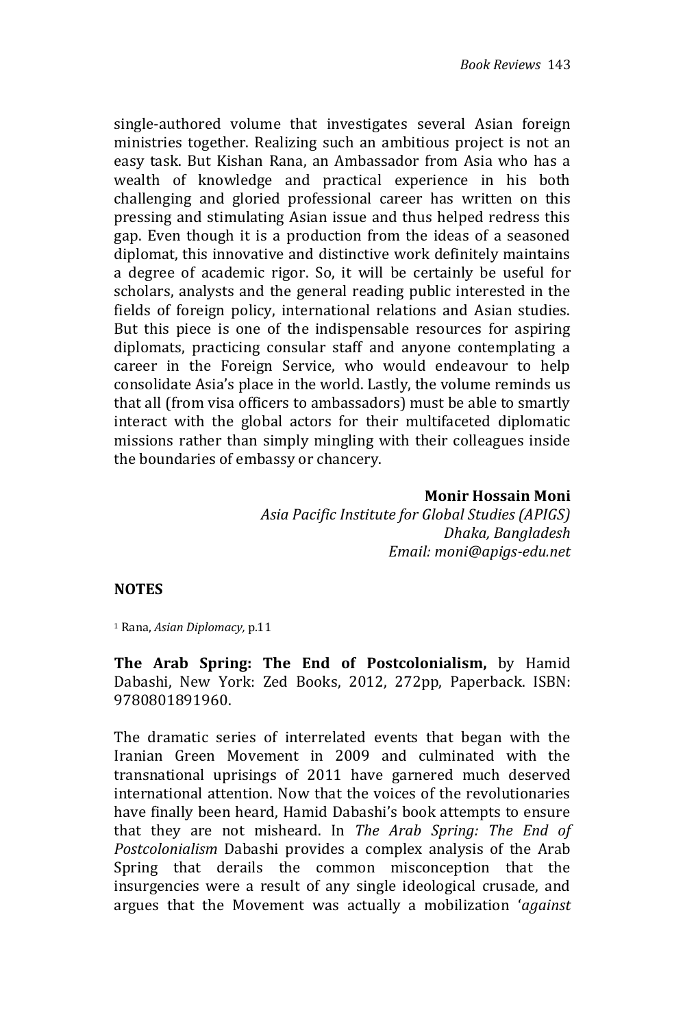single-authored volume that investigates several Asian foreign ministries together. Realizing such an ambitious project is not an easy task. But Kishan Rana, an Ambassador from Asia who has a wealth of knowledge and practical experience in his both challenging and gloried professional career has written on this pressing and stimulating Asian issue and thus helped redress this gap. Even though it is a production from the ideas of a seasoned diplomat, this innovative and distinctive work definitely maintains a degree of academic rigor. So, it will be certainly be useful for scholars, analysts and the general reading public interested in the fields of foreign policy, international relations and Asian studies. But this piece is one of the indispensable resources for aspiring diplomats, practicing consular staff and anyone contemplating a career in the Foreign Service, who would endeavour to help consolidate Asia's place in the world. Lastly, the volume reminds us that all (from visa officers to ambassadors) must be able to smartly interact with the global actors for their multifaceted diplomatic missions rather than simply mingling with their colleagues inside the boundaries of embassy or chancery.

**Monir Hossain Moni**
*Asia Pacific Institute for Global Studies (APIGS)*
*Dhaka, Bangladesh*
*Email: moni@apigs-edu.net*

**NOTES**

[1] Rana, *Asian Diplomacy,* p.11

**The Arab Spring: The End of Postcolonialism,** by Hamid Dabashi, New York: Zed Books, 2012, 272pp, Paperback. ISBN: 9780801891960.

The dramatic series of interrelated events that began with the Iranian Green Movement in 2009 and culminated with the transnational uprisings of 2011 have garnered much deserved international attention. Now that the voices of the revolutionaries have finally been heard, Hamid Dabashi's book attempts to ensure that they are not misheard. In *The Arab Spring: The End of Postcolonialism* Dabashi provides a complex analysis of the Arab Spring that derails the common misconception that the insurgencies were a result of any single ideological crusade, and argues that the Movement was actually a mobilization '*against*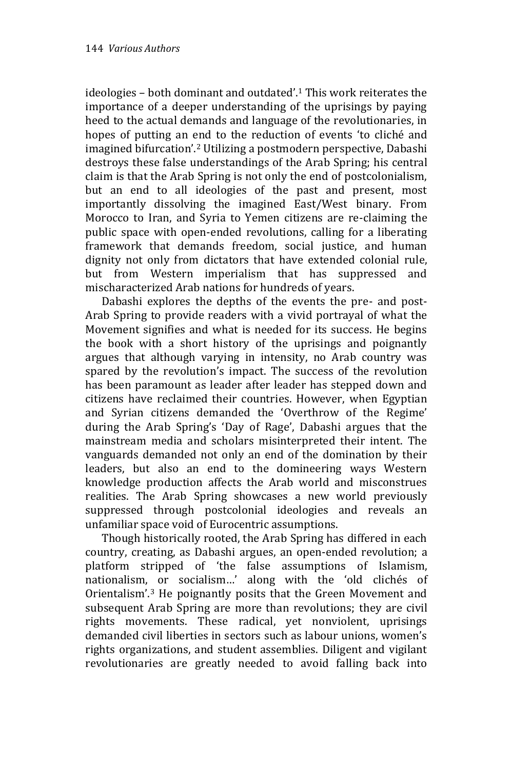ideologies – both dominant and outdated'.[1] This work reiterates the importance of a deeper understanding of the uprisings by paying heed to the actual demands and language of the revolutionaries, in hopes of putting an end to the reduction of events 'to cliché and imagined bifurcation'.[2] Utilizing a postmodern perspective, Dabashi destroys these false understandings of the Arab Spring; his central claim is that the Arab Spring is not only the end of postcolonialism, but an end to all ideologies of the past and present, most importantly dissolving the imagined East/West binary. From Morocco to Iran, and Syria to Yemen citizens are re-claiming the public space with open-ended revolutions, calling for a liberating framework that demands freedom, social justice, and human dignity not only from dictators that have extended colonial rule, but from Western imperialism that has suppressed and mischaracterized Arab nations for hundreds of years.

Dabashi explores the depths of the events the pre- and post-Arab Spring to provide readers with a vivid portrayal of what the Movement signifies and what is needed for its success. He begins the book with a short history of the uprisings and poignantly argues that although varying in intensity, no Arab country was spared by the revolution's impact. The success of the revolution has been paramount as leader after leader has stepped down and citizens have reclaimed their countries. However, when Egyptian and Syrian citizens demanded the 'Overthrow of the Regime' during the Arab Spring's 'Day of Rage', Dabashi argues that the mainstream media and scholars misinterpreted their intent. The vanguards demanded not only an end of the domination by their leaders, but also an end to the domineering ways Western knowledge production affects the Arab world and misconstrues realities. The Arab Spring showcases a new world previously suppressed through postcolonial ideologies and reveals an unfamiliar space void of Eurocentric assumptions.

Though historically rooted, the Arab Spring has differed in each country, creating, as Dabashi argues, an open-ended revolution; a platform stripped of 'the false assumptions of Islamism, nationalism, or socialism…' along with the 'old clichés of Orientalism'.[3] He poignantly posits that the Green Movement and subsequent Arab Spring are more than revolutions; they are civil rights movements. These radical, yet nonviolent, uprisings demanded civil liberties in sectors such as labour unions, women's rights organizations, and student assemblies. Diligent and vigilant revolutionaries are greatly needed to avoid falling back into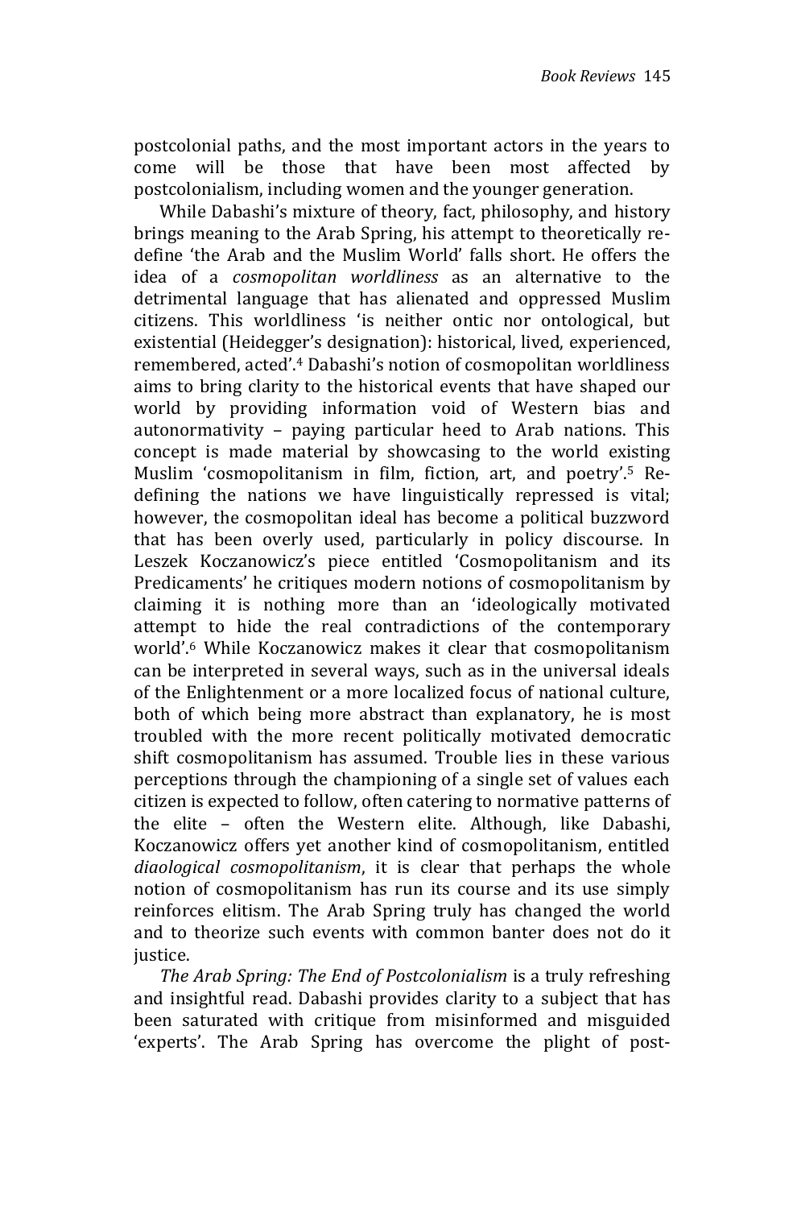postcolonial paths, and the most important actors in the years to come will be those that have been most affected by postcolonialism, including women and the younger generation.

While Dabashi's mixture of theory, fact, philosophy, and history brings meaning to the Arab Spring, his attempt to theoretically re-define 'the Arab and the Muslim World' falls short. He offers the idea of a *cosmopolitan worldliness* as an alternative to the detrimental language that has alienated and oppressed Muslim citizens. This worldliness 'is neither ontic nor ontological, but existential (Heidegger's designation): historical, lived, experienced, remembered, acted'.[4] Dabashi's notion of cosmopolitan worldliness aims to bring clarity to the historical events that have shaped our world by providing information void of Western bias and autonormativity – paying particular heed to Arab nations. This concept is made material by showcasing to the world existing Muslim 'cosmopolitanism in film, fiction, art, and poetry'.[5] Re-defining the nations we have linguistically repressed is vital; however, the cosmopolitan ideal has become a political buzzword that has been overly used, particularly in policy discourse. In Leszek Koczanowicz's piece entitled 'Cosmopolitanism and its Predicaments' he critiques modern notions of cosmopolitanism by claiming it is nothing more than an 'ideologically motivated attempt to hide the real contradictions of the contemporary world'.[6] While Koczanowicz makes it clear that cosmopolitanism can be interpreted in several ways, such as in the universal ideals of the Enlightenment or a more localized focus of national culture, both of which being more abstract than explanatory, he is most troubled with the more recent politically motivated democratic shift cosmopolitanism has assumed. Trouble lies in these various perceptions through the championing of a single set of values each citizen is expected to follow, often catering to normative patterns of the elite – often the Western elite. Although, like Dabashi, Koczanowicz offers yet another kind of cosmopolitanism, entitled *diaological cosmopolitanism*, it is clear that perhaps the whole notion of cosmopolitanism has run its course and its use simply reinforces elitism. The Arab Spring truly has changed the world and to theorize such events with common banter does not do it justice.

*The Arab Spring: The End of Postcolonialism* is a truly refreshing and insightful read. Dabashi provides clarity to a subject that has been saturated with critique from misinformed and misguided 'experts'. The Arab Spring has overcome the plight of post-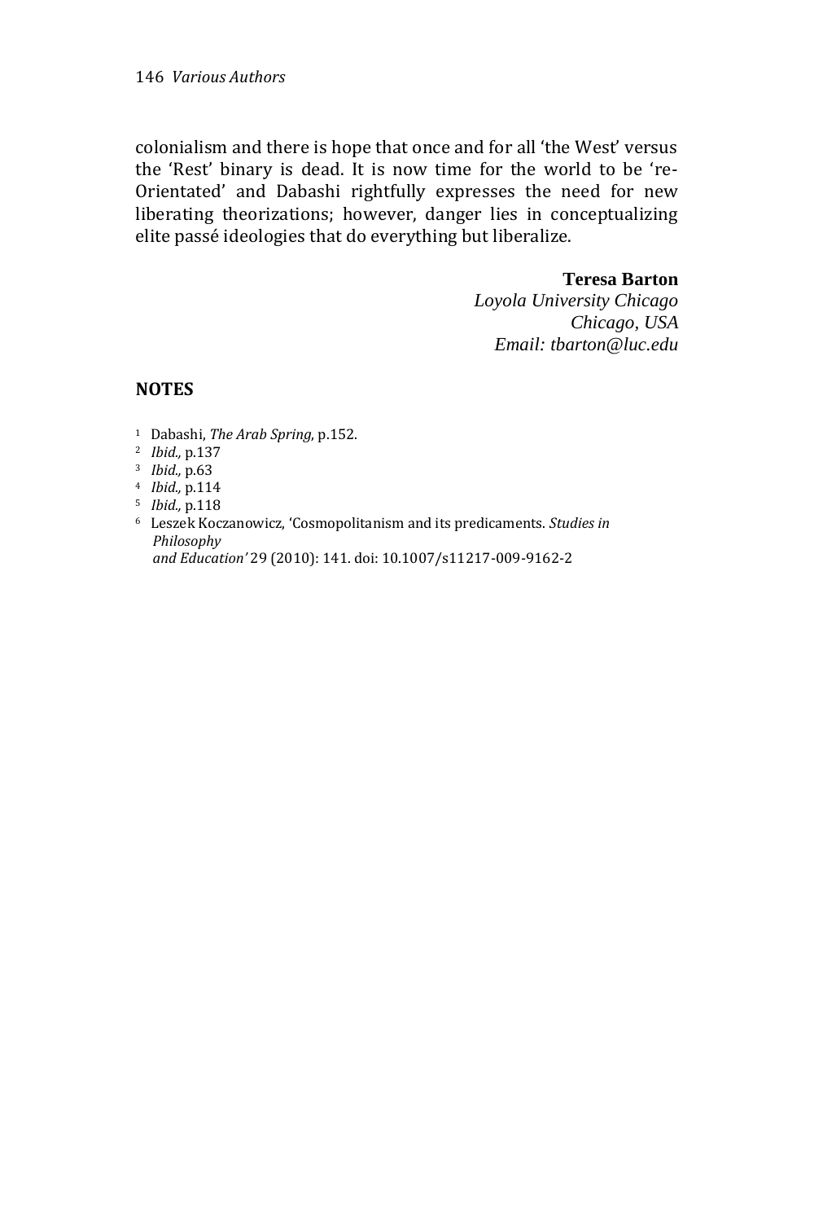colonialism and there is hope that once and for all 'the West' versus the 'Rest' binary is dead. It is now time for the world to be 're-Orientated' and Dabashi rightfully expresses the need for new liberating theorizations; however, danger lies in conceptualizing elite passé ideologies that do everything but liberalize.

**Teresa Barton**
*Loyola University Chicago*
*Chicago, USA*
*Email: tbarton@luc.edu*

## NOTES

[1] Dabashi, *The Arab Spring*, p.152.
[2] *Ibid.,* p.137
[3] *Ibid.,* p.63
[4] *Ibid.,* p.114
[5] *Ibid.,* p.118
[6] Leszek Koczanowicz, 'Cosmopolitanism and its predicaments. *Studies in Philosophy and Education'* 29 (2010): 141. doi: 10.1007/s11217-009-9162-2